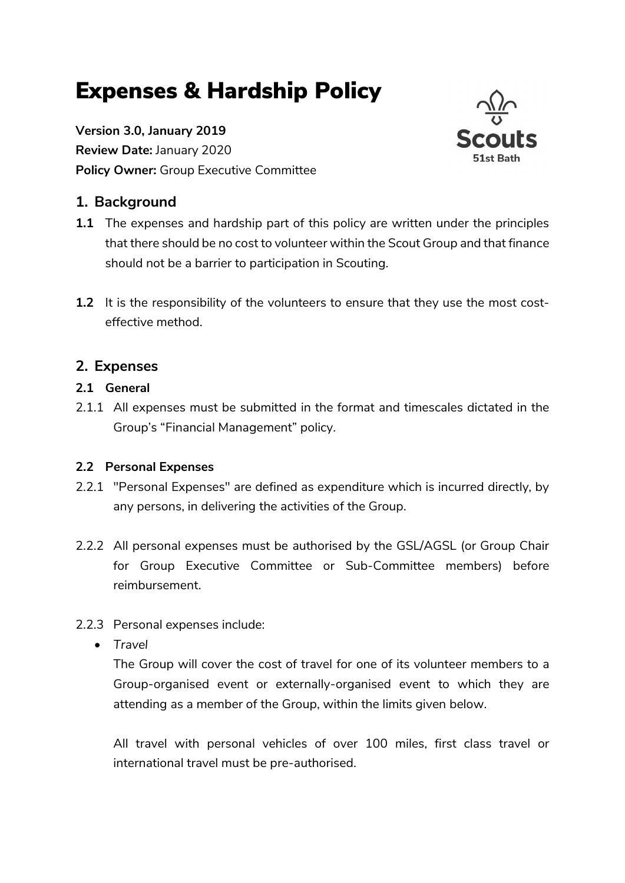# Expenses & Hardship Policy

**Version 3.0, January 2019**
**Review Date:** January 2020
**Policy Owner:** Group Executive Committee

## 1. Background

**1.1** The expenses and hardship part of this policy are written under the principles that there should be no cost to volunteer within the Scout Group and that finance should not be a barrier to participation in Scouting.

**1.2** It is the responsibility of the volunteers to ensure that they use the most cost-effective method.

## 2. Expenses

### 2.1 General

2.1.1 All expenses must be submitted in the format and timescales dictated in the Group's "Financial Management" policy.

### 2.2 Personal Expenses

2.2.1 "Personal Expenses" are defined as expenditure which is incurred directly, by any persons, in delivering the activities of the Group.

2.2.2 All personal expenses must be authorised by the GSL/AGSL (or Group Chair for Group Executive Committee or Sub-Committee members) before reimbursement.

2.2.3 Personal expenses include:

- *Travel*

  The Group will cover the cost of travel for one of its volunteer members to a Group-organised event or externally-organised event to which they are attending as a member of the Group, within the limits given below.

  All travel with personal vehicles of over 100 miles, first class travel or international travel must be pre-authorised.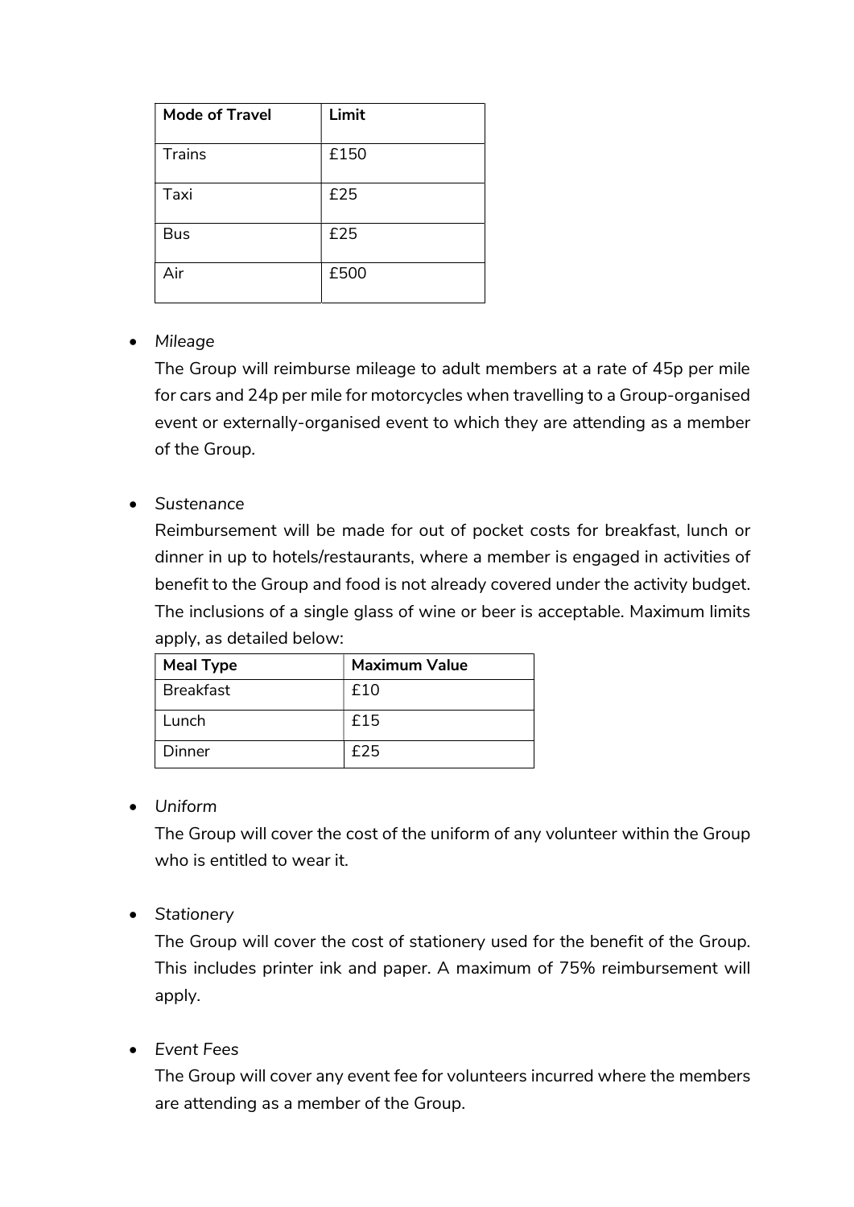| Mode of Travel | Limit |
| --- | --- |
| Trains | £150 |
| Taxi | £25 |
| Bus | £25 |
| Air | £500 |

- *Mileage*

  The Group will reimburse mileage to adult members at a rate of 45p per mile for cars and 24p per mile for motorcycles when travelling to a Group-organised event or externally-organised event to which they are attending as a member of the Group.

- *Sustenance*

  Reimbursement will be made for out of pocket costs for breakfast, lunch or dinner in up to hotels/restaurants, where a member is engaged in activities of benefit to the Group and food is not already covered under the activity budget. The inclusions of a single glass of wine or beer is acceptable. Maximum limits apply, as detailed below:

  | Meal Type | Maximum Value |
  | --- | --- |
  | Breakfast | £10 |
  | Lunch | £15 |
  | Dinner | £25 |

- *Uniform*

  The Group will cover the cost of the uniform of any volunteer within the Group who is entitled to wear it.

- *Stationery*

  The Group will cover the cost of stationery used for the benefit of the Group. This includes printer ink and paper. A maximum of 75% reimbursement will apply.

- *Event Fees*

  The Group will cover any event fee for volunteers incurred where the members are attending as a member of the Group.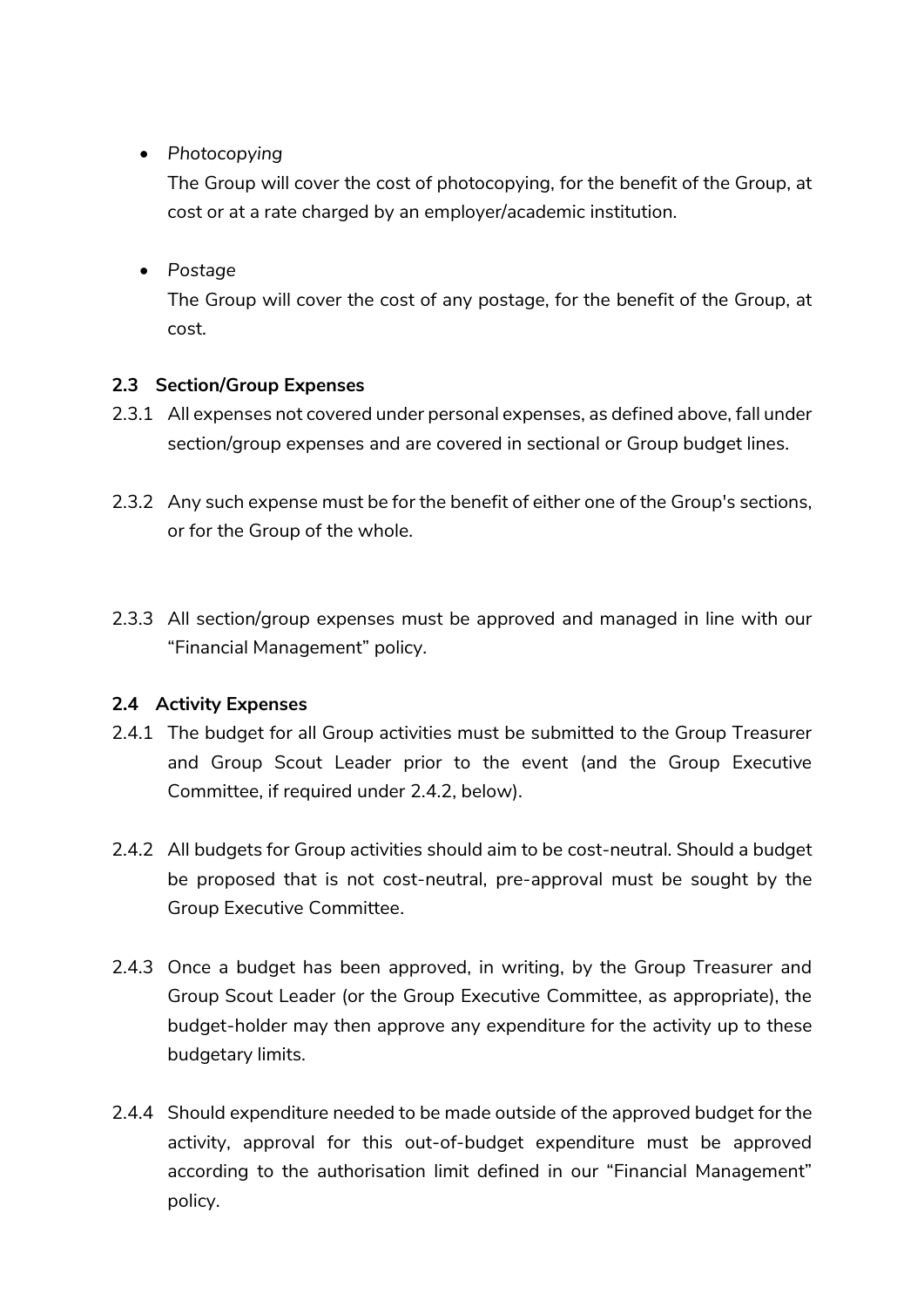- *Photocopying*

  The Group will cover the cost of photocopying, for the benefit of the Group, at cost or at a rate charged by an employer/academic institution.

- *Postage*

  The Group will cover the cost of any postage, for the benefit of the Group, at cost.

### 2.3 Section/Group Expenses

2.3.1 All expenses not covered under personal expenses, as defined above, fall under section/group expenses and are covered in sectional or Group budget lines.

2.3.2 Any such expense must be for the benefit of either one of the Group's sections, or for the Group of the whole.

2.3.3 All section/group expenses must be approved and managed in line with our "Financial Management" policy.

### 2.4 Activity Expenses

2.4.1 The budget for all Group activities must be submitted to the Group Treasurer and Group Scout Leader prior to the event (and the Group Executive Committee, if required under 2.4.2, below).

2.4.2 All budgets for Group activities should aim to be cost-neutral. Should a budget be proposed that is not cost-neutral, pre-approval must be sought by the Group Executive Committee.

2.4.3 Once a budget has been approved, in writing, by the Group Treasurer and Group Scout Leader (or the Group Executive Committee, as appropriate), the budget-holder may then approve any expenditure for the activity up to these budgetary limits.

2.4.4 Should expenditure needed to be made outside of the approved budget for the activity, approval for this out-of-budget expenditure must be approved according to the authorisation limit defined in our "Financial Management" policy.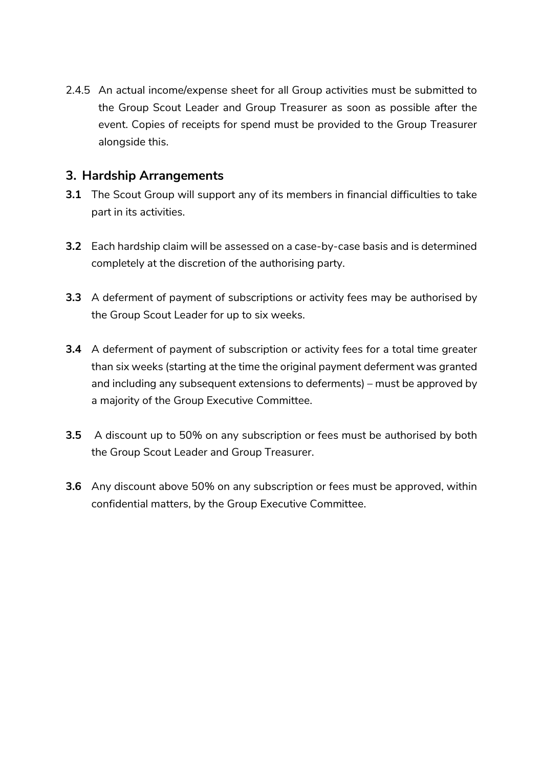2.4.5 An actual income/expense sheet for all Group activities must be submitted to the Group Scout Leader and Group Treasurer as soon as possible after the event. Copies of receipts for spend must be provided to the Group Treasurer alongside this.

## 3. Hardship Arrangements

**3.1** The Scout Group will support any of its members in financial difficulties to take part in its activities.

**3.2** Each hardship claim will be assessed on a case-by-case basis and is determined completely at the discretion of the authorising party.

**3.3** A deferment of payment of subscriptions or activity fees may be authorised by the Group Scout Leader for up to six weeks.

**3.4** A deferment of payment of subscription or activity fees for a total time greater than six weeks (starting at the time the original payment deferment was granted and including any subsequent extensions to deferments) – must be approved by a majority of the Group Executive Committee.

**3.5** A discount up to 50% on any subscription or fees must be authorised by both the Group Scout Leader and Group Treasurer.

**3.6** Any discount above 50% on any subscription or fees must be approved, within confidential matters, by the Group Executive Committee.